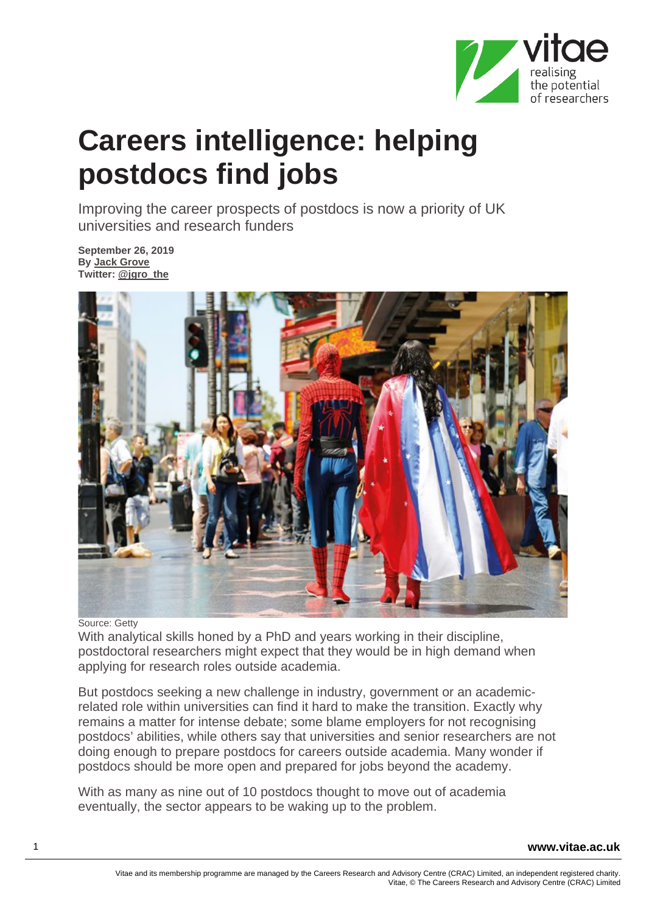# Careers intelligence: helping postdocs find jobs

Improving the career prospects of postdocs is now a priority of UK universities and research funders

**September 26, 2019**
**By Jack Grove**
**Twitter: @jgro_the**

Source: Getty

With analytical skills honed by a PhD and years working in their discipline, postdoctoral researchers might expect that they would be in high demand when applying for research roles outside academia.

But postdocs seeking a new challenge in industry, government or an academic-related role within universities can find it hard to make the transition. Exactly why remains a matter for intense debate; some blame employers for not recognising postdocs' abilities, while others say that universities and senior researchers are not doing enough to prepare postdocs for careers outside academia. Many wonder if postdocs should be more open and prepared for jobs beyond the academy.

With as many as nine out of 10 postdocs thought to move out of academia eventually, the sector appears to be waking up to the problem.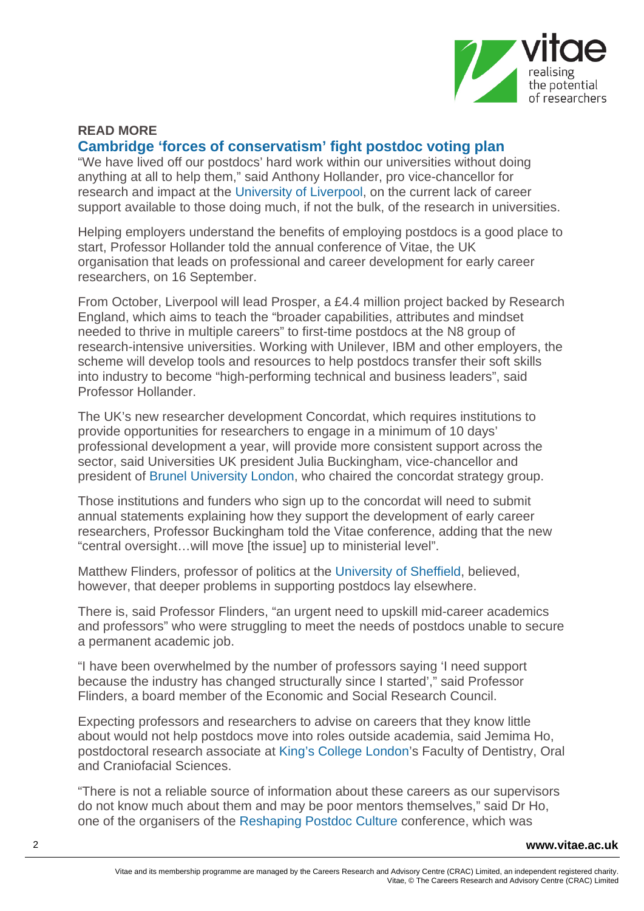**READ MORE**

**Cambridge 'forces of conservatism' fight postdoc voting plan**

"We have lived off our postdocs' hard work within our universities without doing anything at all to help them," said Anthony Hollander, pro vice-chancellor for research and impact at the University of Liverpool, on the current lack of career support available to those doing much, if not the bulk, of the research in universities.

Helping employers understand the benefits of employing postdocs is a good place to start, Professor Hollander told the annual conference of Vitae, the UK organisation that leads on professional and career development for early career researchers, on 16 September.

From October, Liverpool will lead Prosper, a £4.4 million project backed by Research England, which aims to teach the "broader capabilities, attributes and mindset needed to thrive in multiple careers" to first-time postdocs at the N8 group of research-intensive universities. Working with Unilever, IBM and other employers, the scheme will develop tools and resources to help postdocs transfer their soft skills into industry to become "high-performing technical and business leaders", said Professor Hollander.

The UK's new researcher development Concordat, which requires institutions to provide opportunities for researchers to engage in a minimum of 10 days' professional development a year, will provide more consistent support across the sector, said Universities UK president Julia Buckingham, vice-chancellor and president of Brunel University London, who chaired the concordat strategy group.

Those institutions and funders who sign up to the concordat will need to submit annual statements explaining how they support the development of early career researchers, Professor Buckingham told the Vitae conference, adding that the new "central oversight…will move [the issue] up to ministerial level".

Matthew Flinders, professor of politics at the University of Sheffield, believed, however, that deeper problems in supporting postdocs lay elsewhere.

There is, said Professor Flinders, "an urgent need to upskill mid-career academics and professors" who were struggling to meet the needs of postdocs unable to secure a permanent academic job.

"I have been overwhelmed by the number of professors saying 'I need support because the industry has changed structurally since I started'," said Professor Flinders, a board member of the Economic and Social Research Council.

Expecting professors and researchers to advise on careers that they know little about would not help postdocs move into roles outside academia, said Jemima Ho, postdoctoral research associate at King's College London's Faculty of Dentistry, Oral and Craniofacial Sciences.

"There is not a reliable source of information about these careers as our supervisors do not know much about them and may be poor mentors themselves," said Dr Ho, one of the organisers of the Reshaping Postdoc Culture conference, which was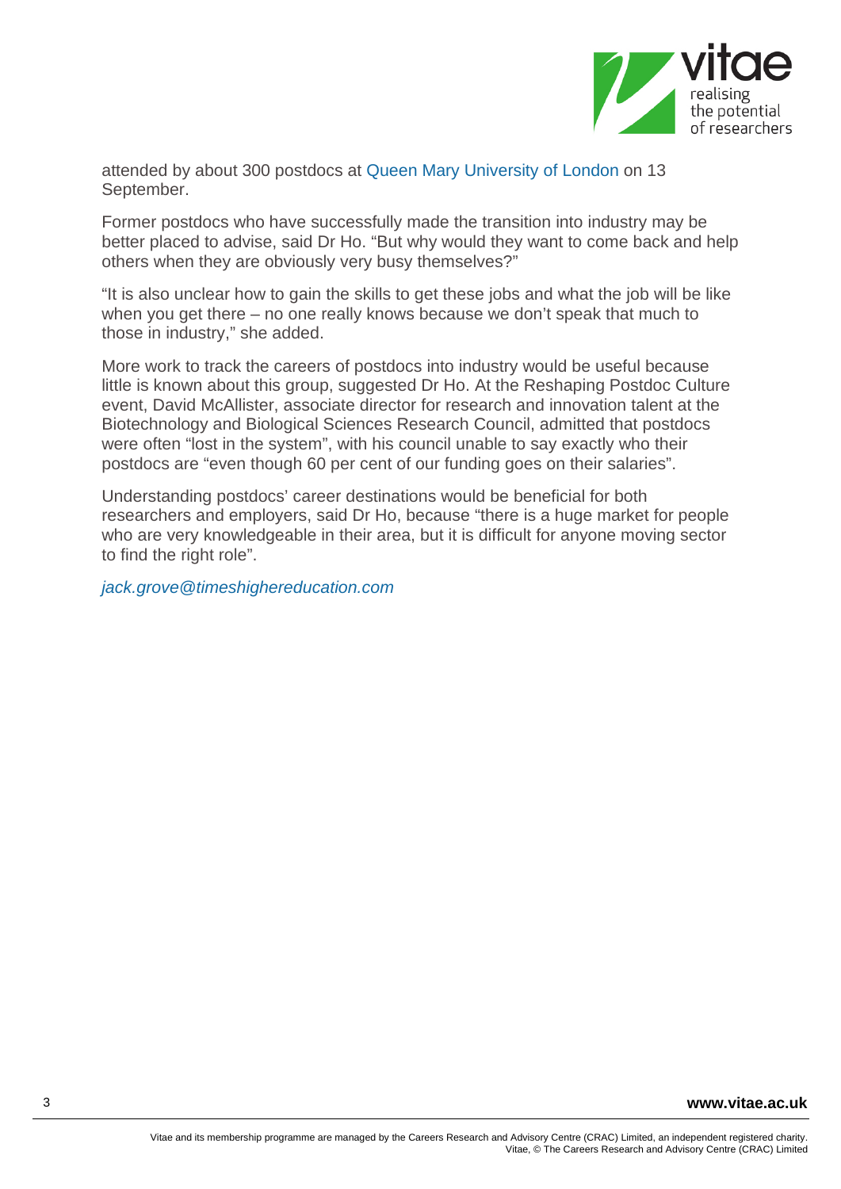attended by about 300 postdocs at Queen Mary University of London on 13 September.

Former postdocs who have successfully made the transition into industry may be better placed to advise, said Dr Ho. "But why would they want to come back and help others when they are obviously very busy themselves?"

"It is also unclear how to gain the skills to get these jobs and what the job will be like when you get there – no one really knows because we don't speak that much to those in industry," she added.

More work to track the careers of postdocs into industry would be useful because little is known about this group, suggested Dr Ho. At the Reshaping Postdoc Culture event, David McAllister, associate director for research and innovation talent at the Biotechnology and Biological Sciences Research Council, admitted that postdocs were often "lost in the system", with his council unable to say exactly who their postdocs are "even though 60 per cent of our funding goes on their salaries".

Understanding postdocs' career destinations would be beneficial for both researchers and employers, said Dr Ho, because "there is a huge market for people who are very knowledgeable in their area, but it is difficult for anyone moving sector to find the right role".

*jack.grove@timeshighereducation.com*